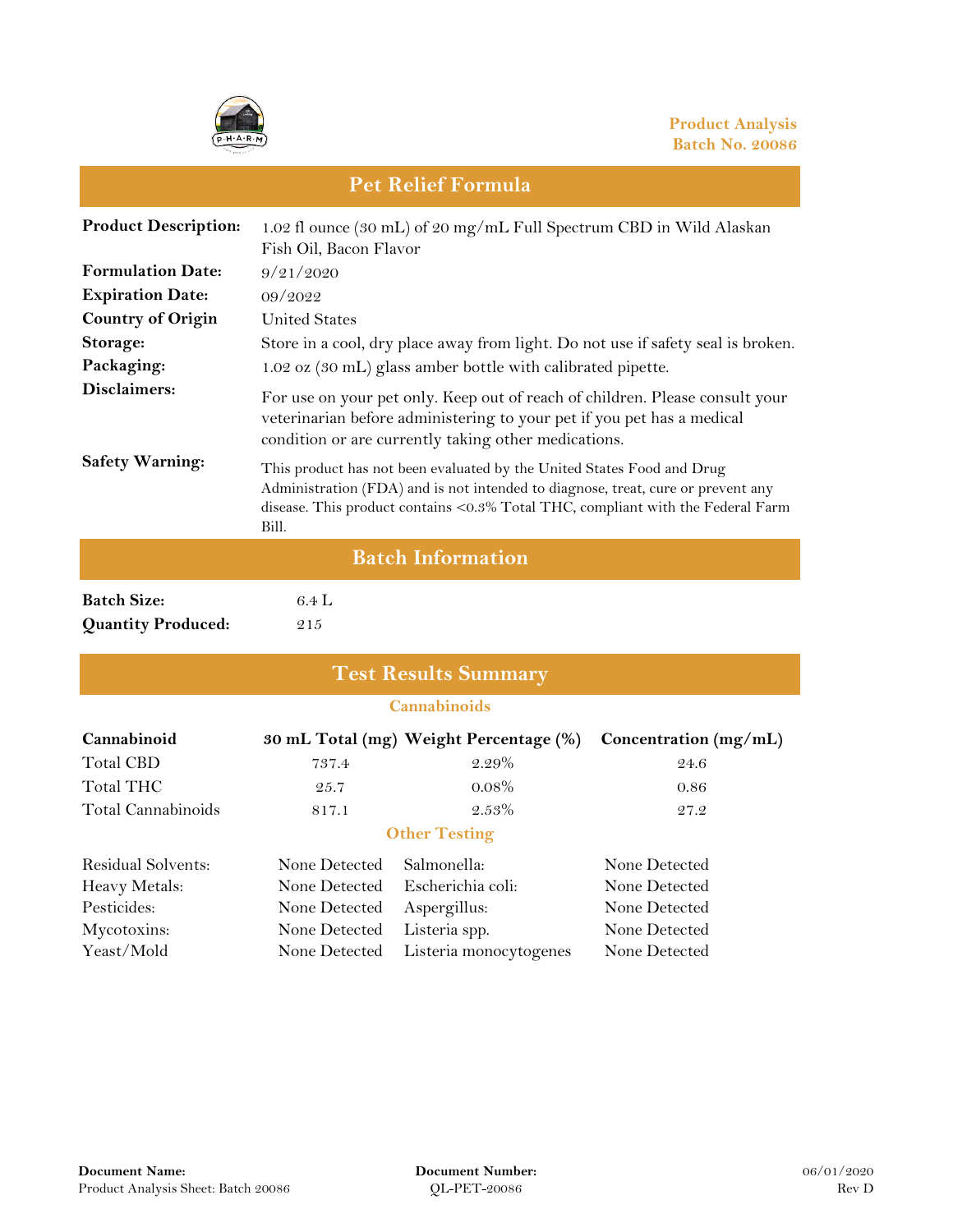Product Analysis
Batch No. 20086

# Pet Relief Formula

| | |
|---|---|
| **Product Description:** | 1.02 fl ounce (30 mL) of 20 mg/mL Full Spectrum CBD in Wild Alaskan Fish Oil, Bacon Flavor |
| **Formulation Date:** | 9/21/2020 |
| **Expiration Date:** | 09/2022 |
| **Country of Origin** | United States |
| **Storage:** | Store in a cool, dry place away from light. Do not use if safety seal is broken. |
| **Packaging:** | 1.02 oz (30 mL) glass amber bottle with calibrated pipette. |
| **Disclaimers:** | For use on your pet only. Keep out of reach of children. Please consult your veterinarian before administering to your pet if you pet has a medical condition or are currently taking other medications. |
| **Safety Warning:** | This product has not been evaluated by the United States Food and Drug Administration (FDA) and is not intended to diagnose, treat, cure or prevent any disease. This product contains <0.3% Total THC, compliant with the Federal Farm Bill. |

## Batch Information

| | |
|---|---|
| **Batch Size:** | 6.4 L |
| **Quantity Produced:** | 215 |

## Test Results Summary

### Cannabinoids

| Cannabinoid | 30 mL Total (mg) | Weight Percentage (%) | Concentration (mg/mL) |
|---|---|---|---|
| Total CBD | 737.4 | 2.29% | 24.6 |
| Total THC | 25.7 | 0.08% | 0.86 |
| Total Cannabinoids | 817.1 | 2.53% | 27.2 |

### Other Testing

| | | | |
|---|---|---|---|
| Residual Solvents: | None Detected | Salmonella: | None Detected |
| Heavy Metals: | None Detected | Escherichia coli: | None Detected |
| Pesticides: | None Detected | Aspergillus: | None Detected |
| Mycotoxins: | None Detected | Listeria spp. | None Detected |
| Yeast/Mold | None Detected | Listeria monocytogenes | None Detected |

**Document Name:** Product Analysis Sheet: Batch 20086

**Document Number:** QL-PET-20086

06/01/2020
Rev D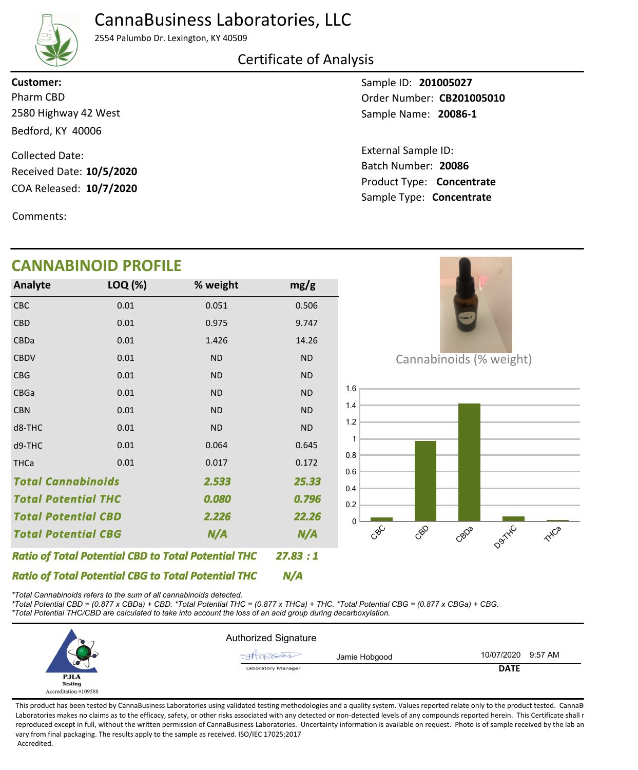# CannaBusiness Laboratories, LLC

2554 Palumbo Dr. Lexington, KY 40509

## Certificate of Analysis

**Customer:**
Pharm CBD
2580 Highway 42 West
Bedford, KY 40006

Collected Date:
Received Date: **10/5/2020**
COA Released: **10/7/2020**

Comments:

Sample ID: **201005027**
Order Number: **CB201005010**
Sample Name: **20086-1**

External Sample ID:
Batch Number: **20086**
Product Type: **Concentrate**
Sample Type: **Concentrate**

## CANNABINOID PROFILE

| Analyte | LOQ (%) | % weight | mg/g |
|---|---|---|---|
| CBC | 0.01 | 0.051 | 0.506 |
| CBD | 0.01 | 0.975 | 9.747 |
| CBDa | 0.01 | 1.426 | 14.26 |
| CBDV | 0.01 | ND | ND |
| CBG | 0.01 | ND | ND |
| CBGa | 0.01 | ND | ND |
| CBN | 0.01 | ND | ND |
| d8-THC | 0.01 | ND | ND |
| d9-THC | 0.01 | 0.064 | 0.645 |
| THCa | 0.01 | 0.017 | 0.172 |
| ***Total Cannabinoids*** | | ***2.533*** | ***25.33*** |
| ***Total Potential THC*** | | ***0.080*** | ***0.796*** |
| ***Total Potential CBD*** | | ***2.226*** | ***22.26*** |
| ***Total Potential CBG*** | | ***N/A*** | ***N/A*** |

***Ratio of Total Potential CBD to Total Potential THC*** ***27.83 : 1***

***Ratio of Total Potential CBG to Total Potential THC*** ***N/A***

Cannabinoids (% weight)

*\*Total Cannabinoids refers to the sum of all cannabinoids detected.*
*\*Total Potential CBD = (0.877 x CBDa) + CBD. \*Total Potential THC = (0.877 x THCa) + THC. \*Total Potential CBG = (0.877 x CBGa) + CBG.*
*\*Total Potential THC/CBD are calculated to take into account the loss of an acid group during decarboxylation.*

PJLA Testing
Accreditation #109588

Authorized Signature

Laboratory Manager — Jamie Hobgood

10/07/2020 9:57 AM
**DATE**

This product has been tested by CannaBusiness Laboratories using validated testing methodologies and a quality system. Values reported relate only to the product tested. CannaB Laboratories makes no claims as to the efficacy, safety, or other risks associated with any detected or non-detected levels of any compounds reported herein. This Certificate shall r reproduced except in full, without the written permission of CannaBusiness Laboratories. Uncertainty information is available on request. Photo is of sample received by the lab an vary from final packaging. The results apply to the sample as received. ISO/IEC 17025:2017 Accredited.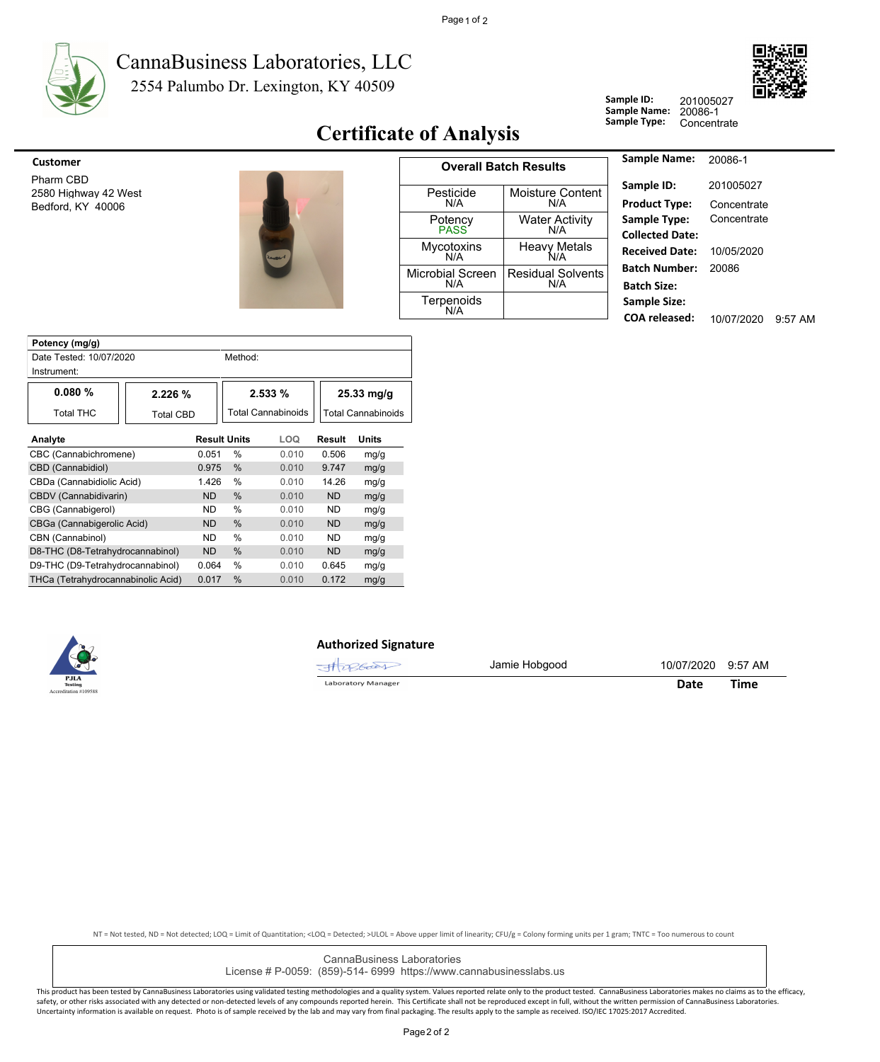# CannaBusiness Laboratories, LLC

2554 Palumbo Dr. Lexington, KY 40509

**Sample ID:** 201005027
**Sample Name:** 20086-1
**Sample Type:** Concentrate

## Certificate of Analysis

**Customer**

Pharm CBD
2580 Highway 42 West
Bedford, KY 40006

| Overall Batch Results | |
|---|---|
| Pesticide N/A | Moisture Content N/A |
| Potency PASS | Water Activity N/A |
| Mycotoxins N/A | Heavy Metals N/A |
| Microbial Screen N/A | Residual Solvents N/A |
| Terpenoids N/A | |

**Sample Name:** 20086-1
**Sample ID:** 201005027
**Product Type:** Concentrate
**Sample Type:** Concentrate
**Collected Date:**
**Received Date:** 10/05/2020
**Batch Number:** 20086
**Batch Size:**
**Sample Size:**
**COA released:** 10/07/2020 9:57 AM

**Potency (mg/g)**

Date Tested: 10/07/2020
Method:
Instrument:

| 0.080 % | 2.226 % | 2.533 % | 25.33 mg/g |
|---|---|---|---|
| Total THC | Total CBD | Total Cannabinoids | Total Cannabinoids |

| Analyte | Result | Units | LOQ | Result | Units |
|---|---|---|---|---|---|
| CBC (Cannabichromene) | 0.051 | % | 0.010 | 0.506 | mg/g |
| CBD (Cannabidiol) | 0.975 | % | 0.010 | 9.747 | mg/g |
| CBDa (Cannabidiolic Acid) | 1.426 | % | 0.010 | 14.26 | mg/g |
| CBDV (Cannabidivarin) | ND | % | 0.010 | ND | mg/g |
| CBG (Cannabigerol) | ND | % | 0.010 | ND | mg/g |
| CBGa (Cannabigerolic Acid) | ND | % | 0.010 | ND | mg/g |
| CBN (Cannabinol) | ND | % | 0.010 | ND | mg/g |
| D8-THC (D8-Tetrahydrocannabinol) | ND | % | 0.010 | ND | mg/g |
| D9-THC (D9-Tetrahydrocannabinol) | 0.064 | % | 0.010 | 0.645 | mg/g |
| THCa (Tetrahydrocannabinolic Acid) | 0.017 | % | 0.010 | 0.172 | mg/g |

PJLA Testing Accreditation #109588

**Authorized Signature**

Laboratory Manager — Jamie Hobgood — 10/07/2020 9:57 AM

**Date** **Time**

NT = Not tested, ND = Not detected; LOQ = Limit of Quantitation; <LOQ = Detected; >ULOL = Above upper limit of linearity; CFU/g = Colony forming units per 1 gram; TNTC = Too numerous to count

CannaBusiness Laboratories
License # P-0059: (859)-514- 6999 https://www.cannabusinesslabs.us

This product has been tested by CannaBusiness Laboratories using validated testing methodologies and a quality system. Values reported relate only to the product tested. CannaBusiness Laboratories makes no claims as to the efficacy, safety, or other risks associated with any detected or non-detected levels of any compounds reported herein. This Certificate shall not be reproduced except in full, without the written permission of CannaBusiness Laboratories. Uncertainty information is available on request. Photo is of sample received by the lab and may vary from final packaging. The results apply to the sample as received. ISO/IEC 17025:2017 Accredited.